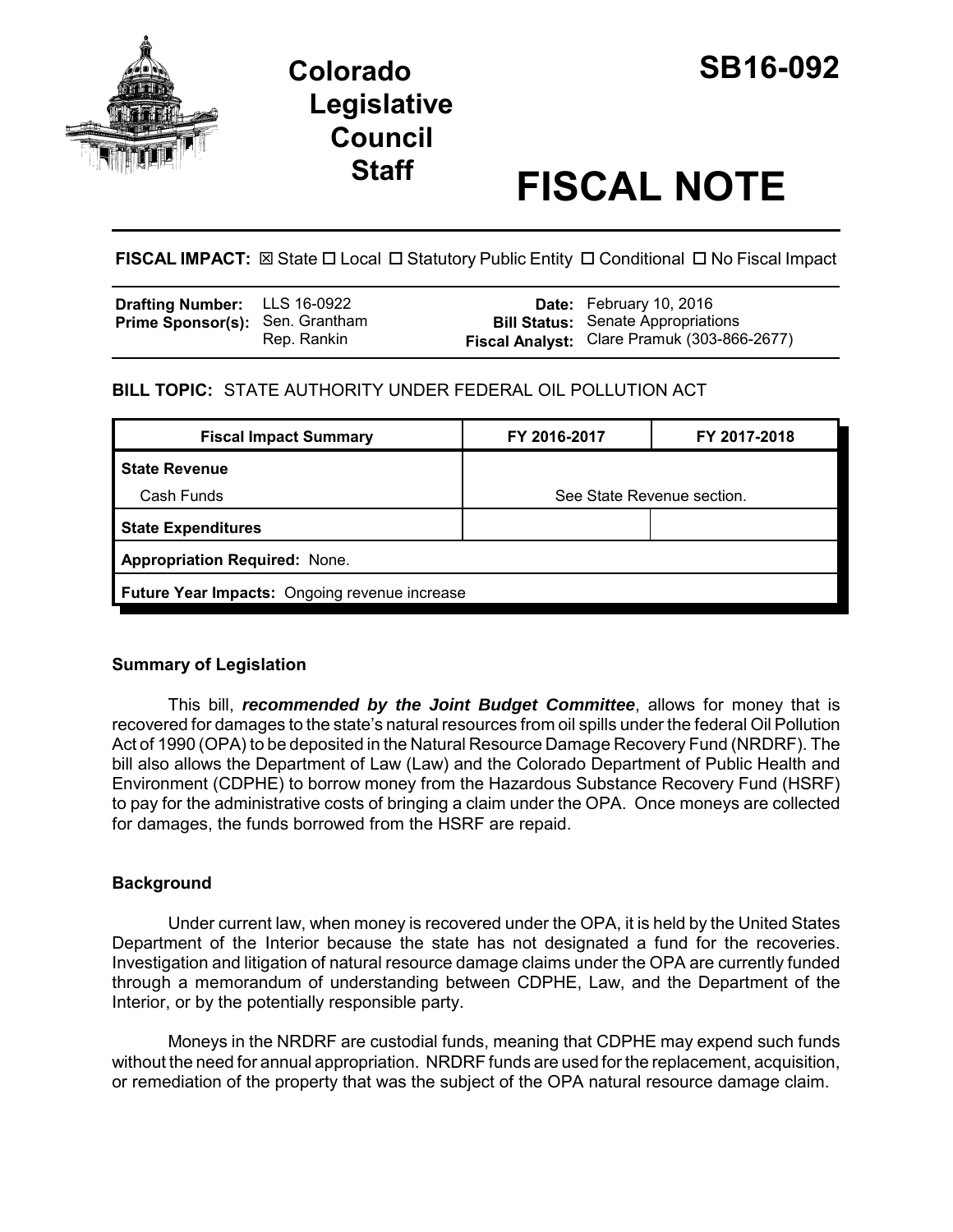# Colorado Legislative Council Staff

# SB16-092

# FISCAL NOTE

**FISCAL IMPACT:** ☒ State ☐ Local ☐ Statutory Public Entity ☐ Conditional ☐ No Fiscal Impact

| | | | |
|---|---|---|---|
| **Drafting Number:** | LLS 16-0922 | **Date:** | February 10, 2016 |
| **Prime Sponsor(s):** | Sen. Grantham<br>Rep. Rankin | **Bill Status:** | Senate Appropriations |
| | | **Fiscal Analyst:** | Clare Pramuk (303-866-2677) |

**BILL TOPIC:** STATE AUTHORITY UNDER FEDERAL OIL POLLUTION ACT

| Fiscal Impact Summary | FY 2016-2017 | FY 2017-2018 |
|---|---|---|
| **State Revenue** | | |
| Cash Funds | See State Revenue section. | |
| **State Expenditures** | | |
| **Appropriation Required:** None. | | |
| **Future Year Impacts:** Ongoing revenue increase | | |

## Summary of Legislation

This bill, ***recommended by the Joint Budget Committee***, allows for money that is recovered for damages to the state's natural resources from oil spills under the federal Oil Pollution Act of 1990 (OPA) to be deposited in the Natural Resource Damage Recovery Fund (NRDRF). The bill also allows the Department of Law (Law) and the Colorado Department of Public Health and Environment (CDPHE) to borrow money from the Hazardous Substance Recovery Fund (HSRF) to pay for the administrative costs of bringing a claim under the OPA. Once moneys are collected for damages, the funds borrowed from the HSRF are repaid.

## Background

Under current law, when money is recovered under the OPA, it is held by the United States Department of the Interior because the state has not designated a fund for the recoveries. Investigation and litigation of natural resource damage claims under the OPA are currently funded through a memorandum of understanding between CDPHE, Law, and the Department of the Interior, or by the potentially responsible party.

Moneys in the NRDRF are custodial funds, meaning that CDPHE may expend such funds without the need for annual appropriation. NRDRF funds are used for the replacement, acquisition, or remediation of the property that was the subject of the OPA natural resource damage claim.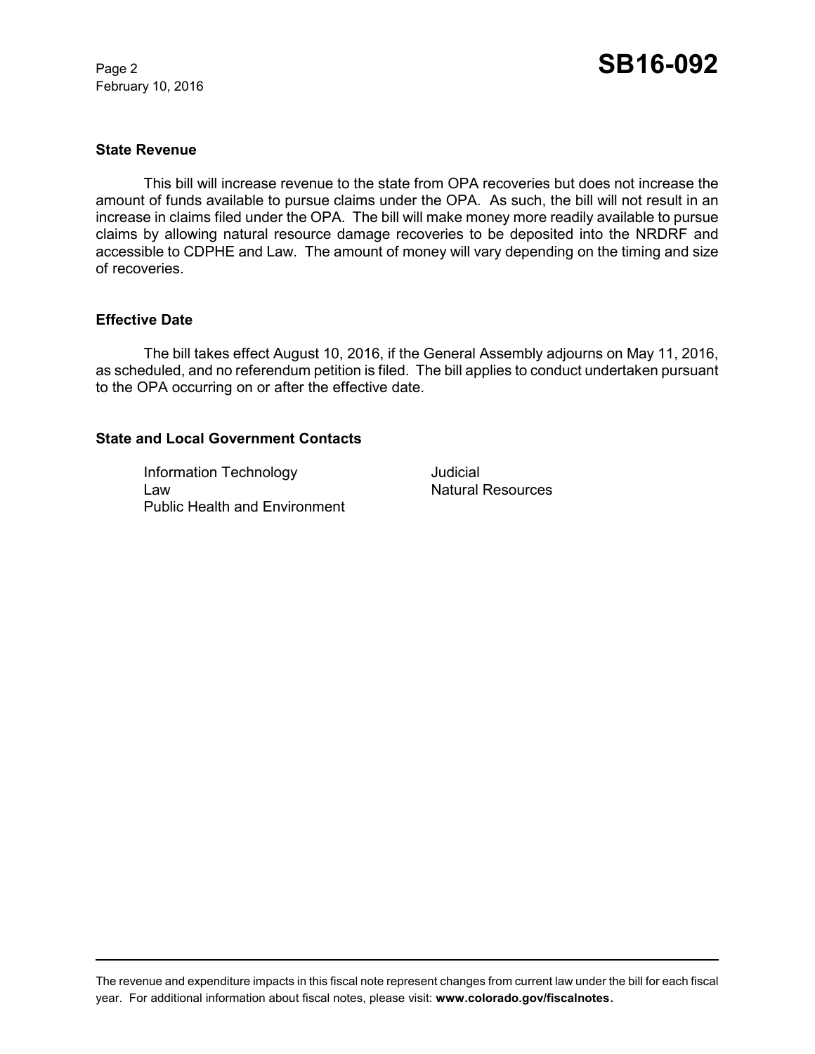### State Revenue

This bill will increase revenue to the state from OPA recoveries but does not increase the amount of funds available to pursue claims under the OPA. As such, the bill will not result in an increase in claims filed under the OPA. The bill will make money more readily available to pursue claims by allowing natural resource damage recoveries to be deposited into the NRDRF and accessible to CDPHE and Law. The amount of money will vary depending on the timing and size of recoveries.

### Effective Date

The bill takes effect August 10, 2016, if the General Assembly adjourns on May 11, 2016, as scheduled, and no referendum petition is filed. The bill applies to conduct undertaken pursuant to the OPA occurring on or after the effective date.

### State and Local Government Contacts

Information Technology
Judicial
Law
Natural Resources
Public Health and Environment

The revenue and expenditure impacts in this fiscal note represent changes from current law under the bill for each fiscal year. For additional information about fiscal notes, please visit: **www.colorado.gov/fiscalnotes.**